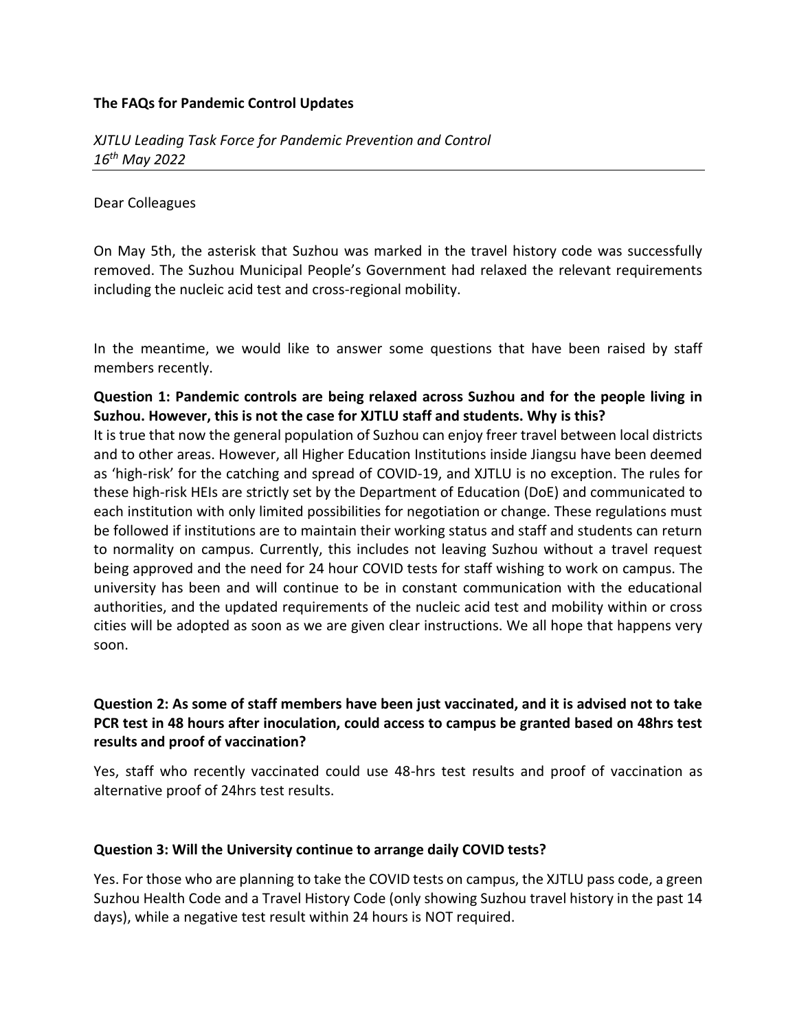**The FAQs for Pandemic Control Updates**

*XJTLU Leading Task Force for Pandemic Prevention and Control*
*16th May 2022*

---

Dear Colleagues

On May 5th, the asterisk that Suzhou was marked in the travel history code was successfully removed. The Suzhou Municipal People's Government had relaxed the relevant requirements including the nucleic acid test and cross-regional mobility.

In the meantime, we would like to answer some questions that have been raised by staff members recently.

**Question 1: Pandemic controls are being relaxed across Suzhou and for the people living in Suzhou. However, this is not the case for XJTLU staff and students. Why is this?**

It is true that now the general population of Suzhou can enjoy freer travel between local districts and to other areas. However, all Higher Education Institutions inside Jiangsu have been deemed as 'high-risk' for the catching and spread of COVID-19, and XJTLU is no exception. The rules for these high-risk HEIs are strictly set by the Department of Education (DoE) and communicated to each institution with only limited possibilities for negotiation or change. These regulations must be followed if institutions are to maintain their working status and staff and students can return to normality on campus. Currently, this includes not leaving Suzhou without a travel request being approved and the need for 24 hour COVID tests for staff wishing to work on campus. The university has been and will continue to be in constant communication with the educational authorities, and the updated requirements of the nucleic acid test and mobility within or cross cities will be adopted as soon as we are given clear instructions. We all hope that happens very soon.

**Question 2: As some of staff members have been just vaccinated, and it is advised not to take PCR test in 48 hours after inoculation, could access to campus be granted based on 48hrs test results and proof of vaccination?**

Yes, staff who recently vaccinated could use 48-hrs test results and proof of vaccination as alternative proof of 24hrs test results.

**Question 3: Will the University continue to arrange daily COVID tests?**

Yes. For those who are planning to take the COVID tests on campus, the XJTLU pass code, a green Suzhou Health Code and a Travel History Code (only showing Suzhou travel history in the past 14 days), while a negative test result within 24 hours is NOT required.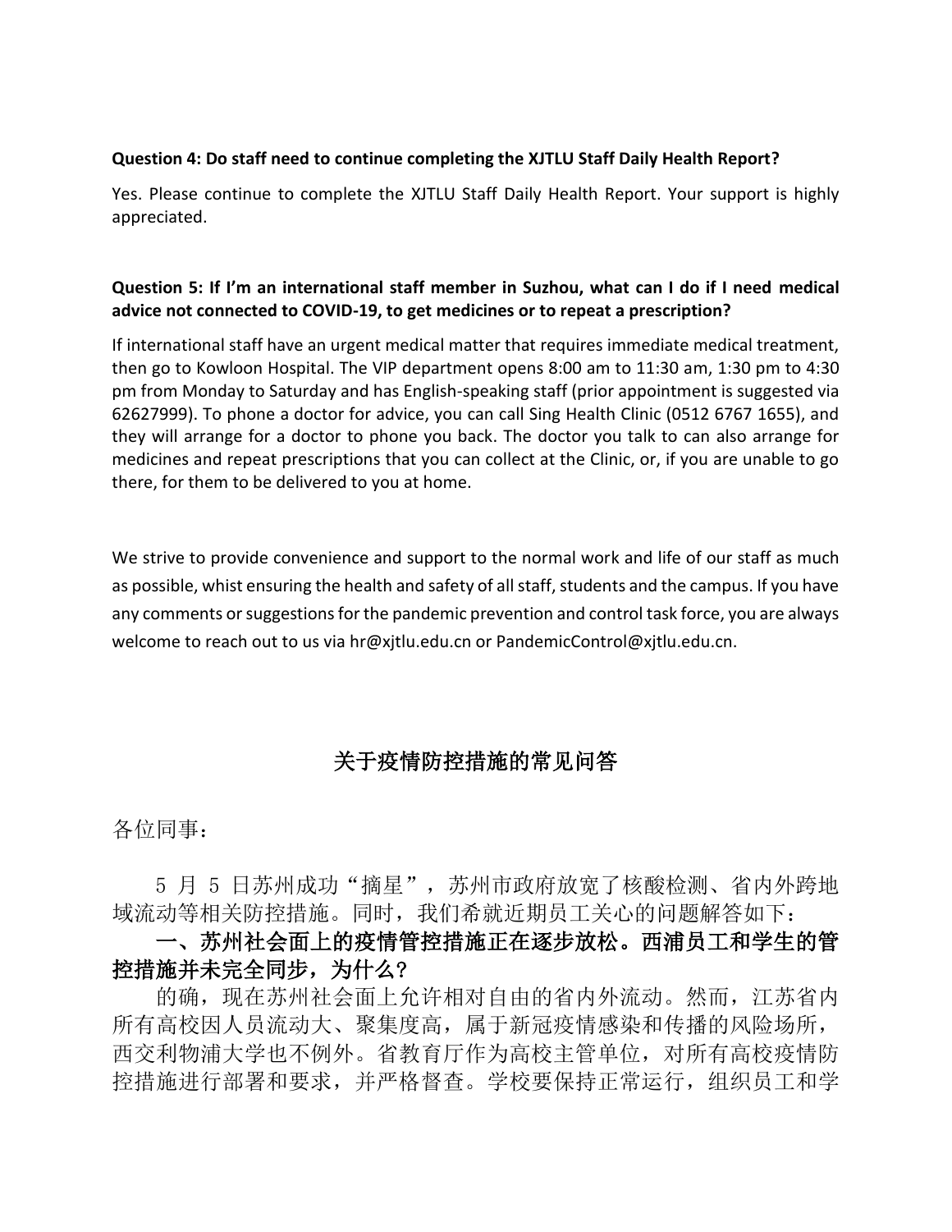**Question 4: Do staff need to continue completing the XJTLU Staff Daily Health Report?**

Yes. Please continue to complete the XJTLU Staff Daily Health Report. Your support is highly appreciated.

**Question 5: If I'm an international staff member in Suzhou, what can I do if I need medical advice not connected to COVID-19, to get medicines or to repeat a prescription?**

If international staff have an urgent medical matter that requires immediate medical treatment, then go to Kowloon Hospital. The VIP department opens 8:00 am to 11:30 am, 1:30 pm to 4:30 pm from Monday to Saturday and has English-speaking staff (prior appointment is suggested via 62627999). To phone a doctor for advice, you can call Sing Health Clinic (0512 6767 1655), and they will arrange for a doctor to phone you back. The doctor you talk to can also arrange for medicines and repeat prescriptions that you can collect at the Clinic, or, if you are unable to go there, for them to be delivered to you at home.

We strive to provide convenience and support to the normal work and life of our staff as much as possible, whist ensuring the health and safety of all staff, students and the campus. If you have any comments or suggestions for the pandemic prevention and control task force, you are always welcome to reach out to us via hr@xjtlu.edu.cn or PandemicControl@xjtlu.edu.cn.

## 关于疫情防控措施的常见问答

各位同事：

5 月 5 日苏州成功“摘星”，苏州市政府放宽了核酸检测、省内外跨地域流动等相关防控措施。同时，我们希就近期员工关心的问题解答如下：

**一、苏州社会面上的疫情管控措施正在逐步放松。西浦员工和学生的管控措施并未完全同步，为什么？**

的确，现在苏州社会面上允许相对自由的省内外流动。然而，江苏省内所有高校因人员流动大、聚集度高，属于新冠疫情感染和传播的风险场所，西交利物浦大学也不例外。省教育厅作为高校主管单位，对所有高校疫情防控措施进行部署和要求，并严格督查。学校要保持正常运行，组织员工和学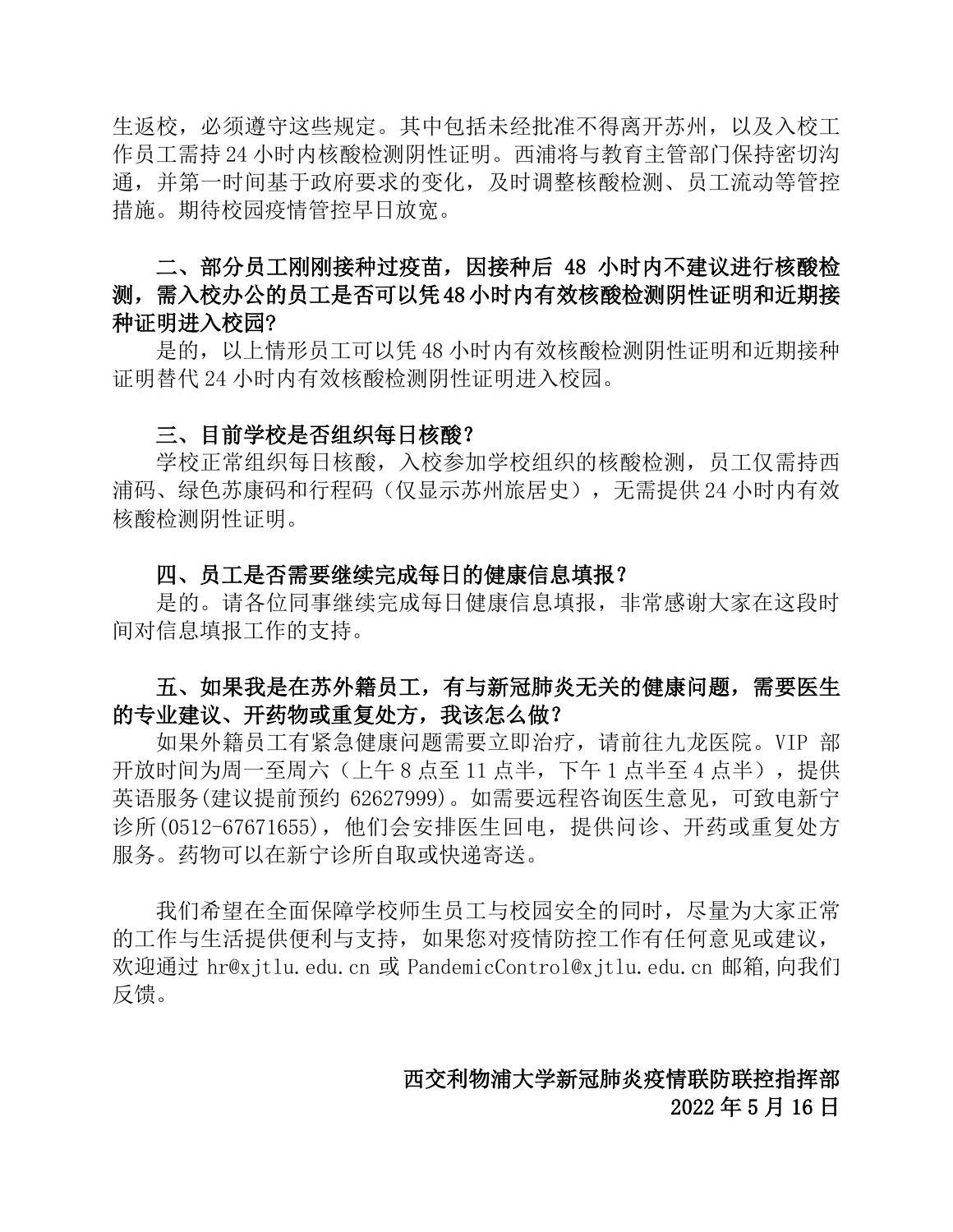生返校，必须遵守这些规定。其中包括未经批准不得离开苏州，以及入校工作员工需持 24 小时内核酸检测阴性证明。西浦将与教育主管部门保持密切沟通，并第一时间基于政府要求的变化，及时调整核酸检测、员工流动等管控措施。期待校园疫情管控早日放宽。

**二、部分员工刚刚接种过疫苗，因接种后 48 小时内不建议进行核酸检测，需入校办公的员工是否可以凭48小时内有效核酸检测阴性证明和近期接种证明进入校园?**

是的，以上情形员工可以凭 48 小时内有效核酸检测阴性证明和近期接种证明替代 24 小时内有效核酸检测阴性证明进入校园。

**三、目前学校是否组织每日核酸?**

学校正常组织每日核酸，入校参加学校组织的核酸检测，员工仅需持西浦码、绿色苏康码和行程码（仅显示苏州旅居史），无需提供 24 小时内有效核酸检测阴性证明。

**四、员工是否需要继续完成每日的健康信息填报？**

是的。请各位同事继续完成每日健康信息填报，非常感谢大家在这段时间对信息填报工作的支持。

**五、如果我是在苏外籍员工，有与新冠肺炎无关的健康问题，需要医生的专业建议、开药物或重复处方，我该怎么做？**

如果外籍员工有紧急健康问题需要立即治疗，请前往九龙医院。VIP 部开放时间为周一至周六（上午 8 点至 11 点半，下午 1 点半至 4 点半），提供英语服务(建议提前预约 62627999)。如需要远程咨询医生意见，可致电新宁诊所(0512-67671655)，他们会安排医生回电，提供问诊、开药或重复处方服务。药物可以在新宁诊所自取或快递寄送。

我们希望在全面保障学校师生员工与校园安全的同时，尽量为大家正常的工作与生活提供便利与支持，如果您对疫情防控工作有任何意见或建议，欢迎通过 hr@xjtlu.edu.cn 或 PandemicControl@xjtlu.edu.cn 邮箱,向我们反馈。

**西交利物浦大学新冠肺炎疫情联防联控指挥部**

2022 年 5 月 16 日